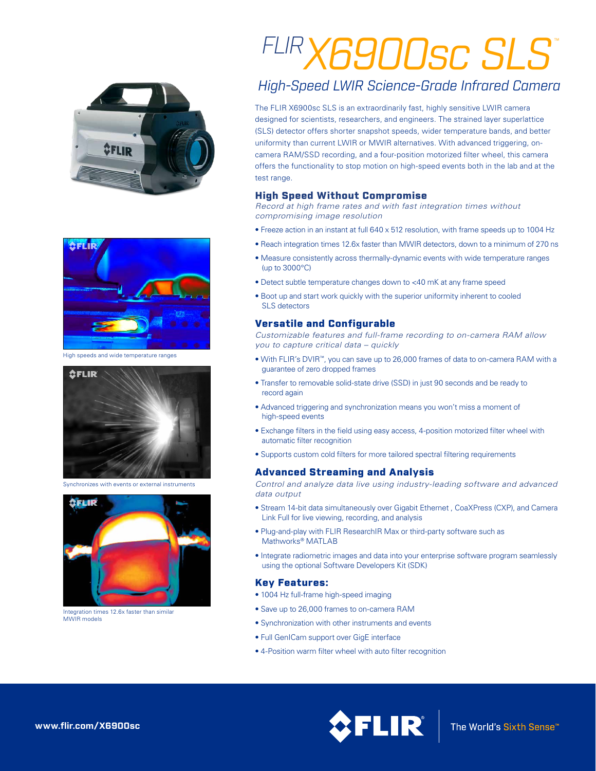# FLIR X6900sc SLS™

## High-Speed LWIR Science-Grade Infrared Camera

The FLIR X6900sc SLS is an extraordinarily fast, highly sensitive LWIR camera designed for scientists, researchers, and engineers. The strained layer superlattice (SLS) detector offers shorter snapshot speeds, wider temperature bands, and better uniformity than current LWIR or MWIR alternatives. With advanced triggering, on-camera RAM/SSD recording, and a four-position motorized filter wheel, this camera offers the functionality to stop motion on high-speed events both in the lab and at the test range.

High speeds and wide temperature ranges

Synchronizes with events or external instruments

Integration times 12.6x faster than similar MWIR models

### High Speed Without Compromise

*Record at high frame rates and with fast integration times without compromising image resolution*

- Freeze action in an instant at full 640 x 512 resolution, with frame speeds up to 1004 Hz
- Reach integration times 12.6x faster than MWIR detectors, down to a minimum of 270 ns
- Measure consistently across thermally-dynamic events with wide temperature ranges (up to 3000°C)
- Detect subtle temperature changes down to <40 mK at any frame speed
- Boot up and start work quickly with the superior uniformity inherent to cooled SLS detectors

### Versatile and Configurable

*Customizable features and full-frame recording to on-camera RAM allow you to capture critical data – quickly*

- With FLIR's DVIR™, you can save up to 26,000 frames of data to on-camera RAM with a guarantee of zero dropped frames
- Transfer to removable solid-state drive (SSD) in just 90 seconds and be ready to record again
- Advanced triggering and synchronization means you won't miss a moment of high-speed events
- Exchange filters in the field using easy access, 4-position motorized filter wheel with automatic filter recognition
- Supports custom cold filters for more tailored spectral filtering requirements

### Advanced Streaming and Analysis

*Control and analyze data live using industry-leading software and advanced data output*

- Stream 14-bit data simultaneously over Gigabit Ethernet , CoaXPress (CXP), and Camera Link Full for live viewing, recording, and analysis
- Plug-and-play with FLIR ResearchIR Max or third-party software such as Mathworks® MATLAB
- Integrate radiometric images and data into your enterprise software program seamlessly using the optional Software Developers Kit (SDK)

### Key Features:

- 1004 Hz full-frame high-speed imaging
- Save up to 26,000 frames to on-camera RAM
- Synchronization with other instruments and events
- Full GenICam support over GigE interface
- 4-Position warm filter wheel with auto filter recognition

www.flir.com/X6900sc

FLIR® The World's Sixth Sense™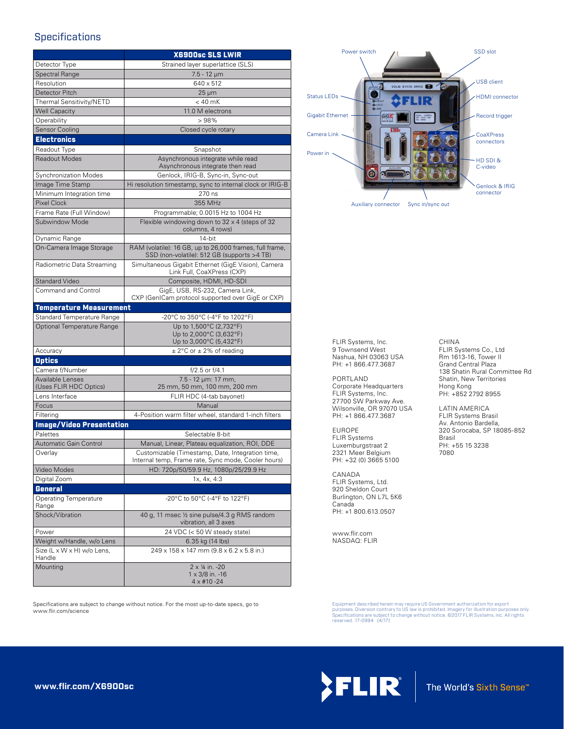## Specifications

| | X6900sc SLS LWIR |
|---|---|
| Detector Type | Strained layer superlattice (SLS) |
| Spectral Range | 7.5 - 12 µm |
| Resolution | 640 x 512 |
| Detector Pitch | 25 µm |
| Thermal Sensitivity/NETD | < 40 mK |
| Well Capacity | 11.0 M electrons |
| Operability | > 98% |
| Sensor Cooling | Closed cycle rotary |
| **Electronics** | |
| Readout Type | Snapshot |
| Readout Modes | Asynchronous integrate while read<br>Asynchronous integrate then read |
| Synchronization Modes | Genlock, IRIG-B, Sync-in, Sync-out |
| Image Time Stamp | Hi resolution timestamp, sync to internal clock or IRIG-B |
| Minimum Integration time | 270 ns |
| Pixel Clock | 355 MHz |
| Frame Rate (Full Window) | Programmable; 0.0015 Hz to 1004 Hz |
| Subwindow Mode | Flexible windowing down to 32 x 4 (steps of 32 columns, 4 rows) |
| Dynamic Range | 14-bit |
| On-Camera Image Storage | RAM (volatile): 16 GB, up to 26,000 frames, full frame, SSD (non-volatile): 512 GB (supports >4 TB) |
| Radiometric Data Streaming | Simultaneous Gigabit Ethernet (GigE Vision), Camera Link Full, CoaXPress (CXP) |
| Standard Video | Composite, HDMI, HD-SDI |
| Command and Control | GigE, USB, RS-232, Camera Link,<br>CXP (GenICam protocol supported over GigE or CXP) |
| **Temperature Measurement** | |
| Standard Temperature Range | -20°C to 350°C (-4°F to 1202°F) |
| Optional Temperature Range | Up to 1,500°C (2,732°F)<br>Up to 2,000°C (3,632°F)<br>Up to 3,000°C (5,432°F) |
| Accuracy | ± 2°C or ± 2% of reading |
| **Optics** | |
| Camera f/Number | f/2.5 or f/4.1 |
| Available Lenses (Uses FLIR HDC Optics) | 7.5 - 12 µm: 17 mm,<br>25 mm, 50 mm, 100 mm, 200 mm |
| Lens Interface | FLIR HDC (4-tab bayonet) |
| Focus | Manual |
| Filtering | 4-Position warm filter wheel, standard 1-inch filters |
| **Image/Video Presentation** | |
| Palettes | Selectable 8-bit |
| Automatic Gain Control | Manual, Linear, Plateau equalization, ROI, DDE |
| Overlay | Customizable (Timestamp, Date, Integration time, Internal temp, Frame rate, Sync mode, Cooler hours) |
| Video Modes | HD: 720p/50/59.9 Hz, 1080p/25/29.9 Hz |
| Digital Zoom | 1x, 4x, 4:3 |
| **General** | |
| Operating Temperature Range | -20°C to 50°C (-4°F to 122°F) |
| Shock/Vibration | 40 g, 11 msec ½ sine pulse/4.3 g RMS random vibration, all 3 axes |
| Power | 24 VDC (< 50 W steady state) |
| Weight w/Handle, w/o Lens | 6.35 kg (14 lbs) |
| Size (L x W x H) w/o Lens, Handle | 249 x 158 x 147 mm (9.8 x 6.2 x 5.8 in.) |
| Mounting | 2 x ¼ in. -20<br>1 x 3/8 in. -16<br>4 x #10 -24 |

Specifications are subject to change without notice. For the most up-to-date specs, go to www.flir.com/science

Power switch
SSD slot
USB client
HDMI connector
Status LEDs
Gigabit Ethernet
Record trigger
Camera Link
CoaXPress connectors
Power in
HD SDI & C-video
Genlock & IRIG connector
Auxiliary connector
Sync in/sync out

FLIR Systems, Inc.
9 Townsend West
Nashua, NH 03063 USA
PH: +1 866.477.3687

PORTLAND
Corporate Headquarters
FLIR Systems, Inc.
27700 SW Parkway Ave.
Wilsonville, OR 97070 USA
PH: +1 866.477.3687

EUROPE
FLIR Systems
Luxemburgstraat 2
2321 Meer Belgium
PH: +32 (0) 3665 5100

CANADA
FLIR Systems, Ltd.
920 Sheldon Court
Burlington, ON L7L 5K6
Canada
PH: +1 800.613.0507

CHINA
FLIR Systems Co., Ltd
Rm 1613-16, Tower II
Grand Central Plaza
138 Shatin Rural Committee Rd
Shatin, New Territories
Hong Kong
PH: +852 2792 8955

LATIN AMERICA
FLIR Systems Brasil
Av. Antonio Bardella,
320 Sorocaba, SP 18085-852
Brasil
PH: +55 15 3238
7080

www.flir.com
NASDAQ: FLIR

Equipment described herein may require US Government authorization for export purposes. Diversion contrary to US law is prohibited. Imagery for illustration purposes only. Specifications are subject to change without notice. ©2017 FLIR Systems, Inc. All rights reserved.. 17-0994 (4/17)

www.flir.com/X6900sc

FLIR® The World's Sixth Sense™